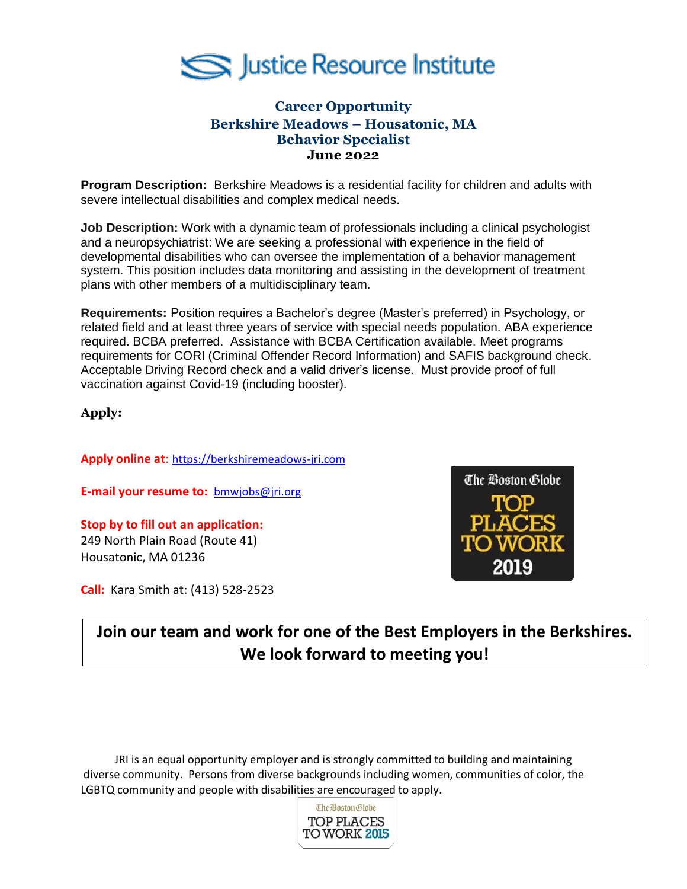# Justice Resource Institute

## Career Opportunity
## Berkshire Meadows – Housatonic, MA
## Behavior Specialist
**June 2022**

**Program Description:** Berkshire Meadows is a residential facility for children and adults with severe intellectual disabilities and complex medical needs.

**Job Description:** Work with a dynamic team of professionals including a clinical psychologist and a neuropsychiatrist: We are seeking a professional with experience in the field of developmental disabilities who can oversee the implementation of a behavior management system. This position includes data monitoring and assisting in the development of treatment plans with other members of a multidisciplinary team.

**Requirements:** Position requires a Bachelor's degree (Master's preferred) in Psychology, or related field and at least three years of service with special needs population. ABA experience required. BCBA preferred. Assistance with BCBA Certification available. Meet programs requirements for CORI (Criminal Offender Record Information) and SAFIS background check. Acceptable Driving Record check and a valid driver's license. Must provide proof of full vaccination against Covid-19 (including booster).

**Apply:**

**Apply online at:** https://berkshiremeadows-jri.com

**E-mail your resume to:** bmwjobs@jri.org

**Stop by to fill out an application:**
249 North Plain Road (Route 41)
Housatonic, MA 01236

**Call:** Kara Smith at: (413) 528-2523

The Boston Globe TOP PLACES TO WORK 2019

**Join our team and work for one of the Best Employers in the Berkshires. We look forward to meeting you!**

JRI is an equal opportunity employer and is strongly committed to building and maintaining diverse community. Persons from diverse backgrounds including women, communities of color, the LGBTQ community and people with disabilities are encouraged to apply.

The Boston Globe TOP PLACES TO WORK 2015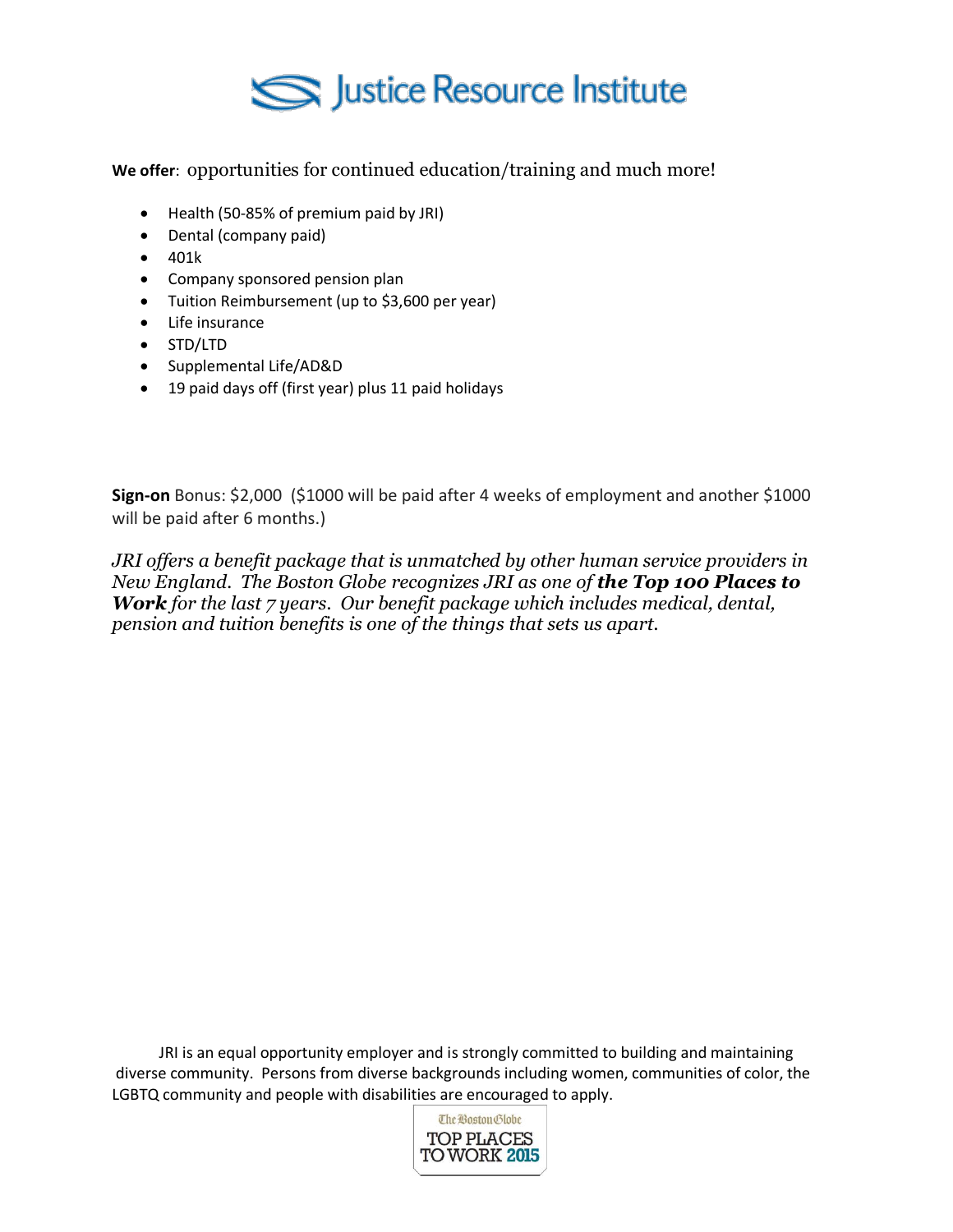# Justice Resource Institute

**We offer**: opportunities for continued education/training and much more!

- Health (50-85% of premium paid by JRI)
- Dental (company paid)
- 401k
- Company sponsored pension plan
- Tuition Reimbursement (up to $3,600 per year)
- Life insurance
- STD/LTD
- Supplemental Life/AD&D
- 19 paid days off (first year) plus 11 paid holidays

**Sign-on** Bonus: $2,000 ($1000 will be paid after 4 weeks of employment and another $1000 will be paid after 6 months.)

*JRI offers a benefit package that is unmatched by other human service providers in New England. The Boston Globe recognizes JRI as one of* ***the Top 100 Places to Work*** *for the last 7 years. Our benefit package which includes medical, dental, pension and tuition benefits is one of the things that sets us apart.*

JRI is an equal opportunity employer and is strongly committed to building and maintaining diverse community. Persons from diverse backgrounds including women, communities of color, the LGBTQ community and people with disabilities are encouraged to apply.

The Boston Globe
TOP PLACES TO WORK 2015